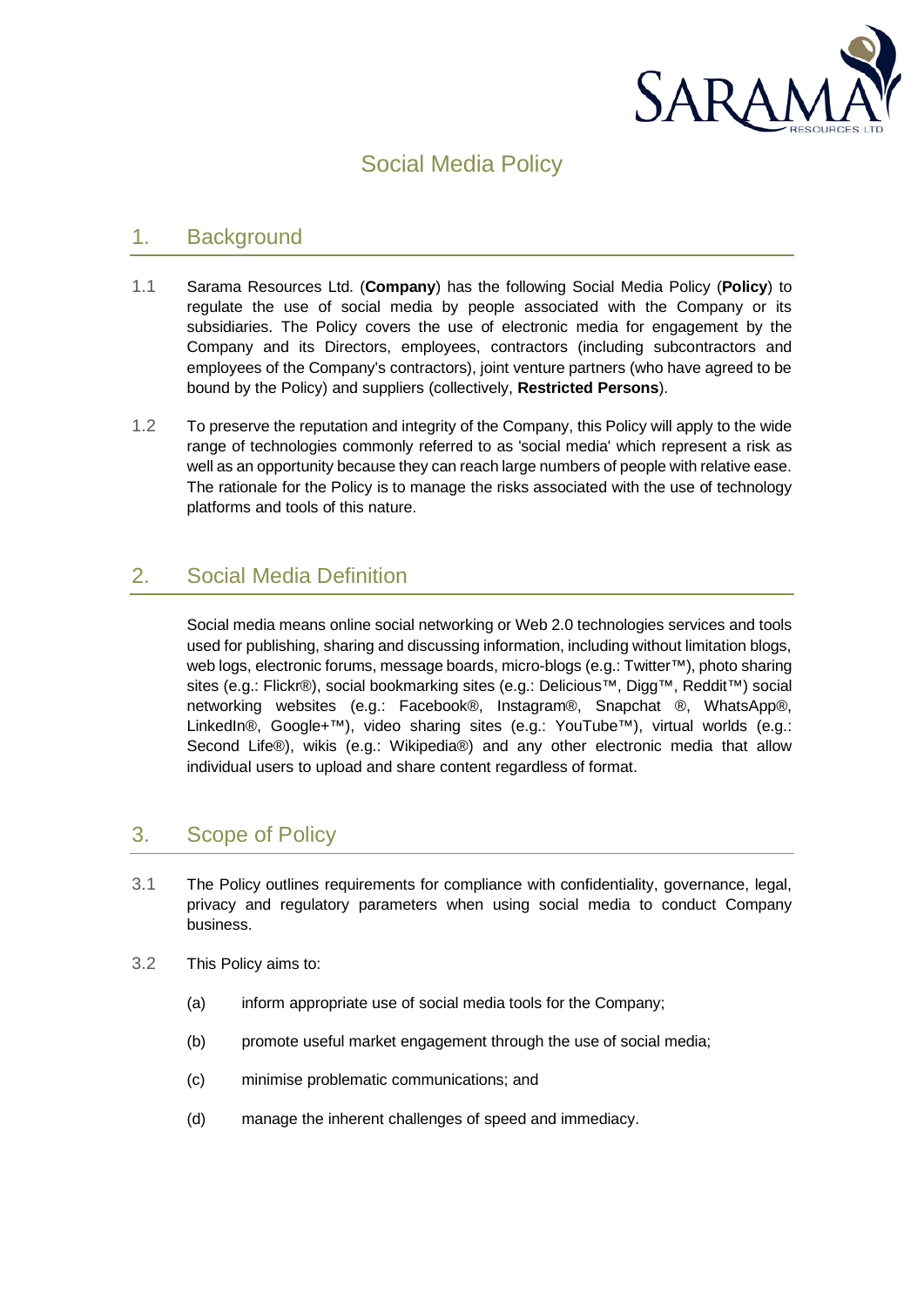# Social Media Policy

## 1. Background

1.1 Sarama Resources Ltd. (**Company**) has the following Social Media Policy (**Policy**) to regulate the use of social media by people associated with the Company or its subsidiaries. The Policy covers the use of electronic media for engagement by the Company and its Directors, employees, contractors (including subcontractors and employees of the Company's contractors), joint venture partners (who have agreed to be bound by the Policy) and suppliers (collectively, **Restricted Persons**).

1.2 To preserve the reputation and integrity of the Company, this Policy will apply to the wide range of technologies commonly referred to as 'social media' which represent a risk as well as an opportunity because they can reach large numbers of people with relative ease. The rationale for the Policy is to manage the risks associated with the use of technology platforms and tools of this nature.

## 2. Social Media Definition

Social media means online social networking or Web 2.0 technologies services and tools used for publishing, sharing and discussing information, including without limitation blogs, web logs, electronic forums, message boards, micro-blogs (e.g.: Twitter™), photo sharing sites (e.g.: Flickr®), social bookmarking sites (e.g.: Delicious™, Digg™, Reddit™) social networking websites (e.g.: Facebook®, Instagram®, Snapchat ®, WhatsApp®, LinkedIn®, Google+™), video sharing sites (e.g.: YouTube™), virtual worlds (e.g.: Second Life®), wikis (e.g.: Wikipedia®) and any other electronic media that allow individual users to upload and share content regardless of format.

## 3. Scope of Policy

3.1 The Policy outlines requirements for compliance with confidentiality, governance, legal, privacy and regulatory parameters when using social media to conduct Company business.

3.2 This Policy aims to:

(a) inform appropriate use of social media tools for the Company;

(b) promote useful market engagement through the use of social media;

(c) minimise problematic communications; and

(d) manage the inherent challenges of speed and immediacy.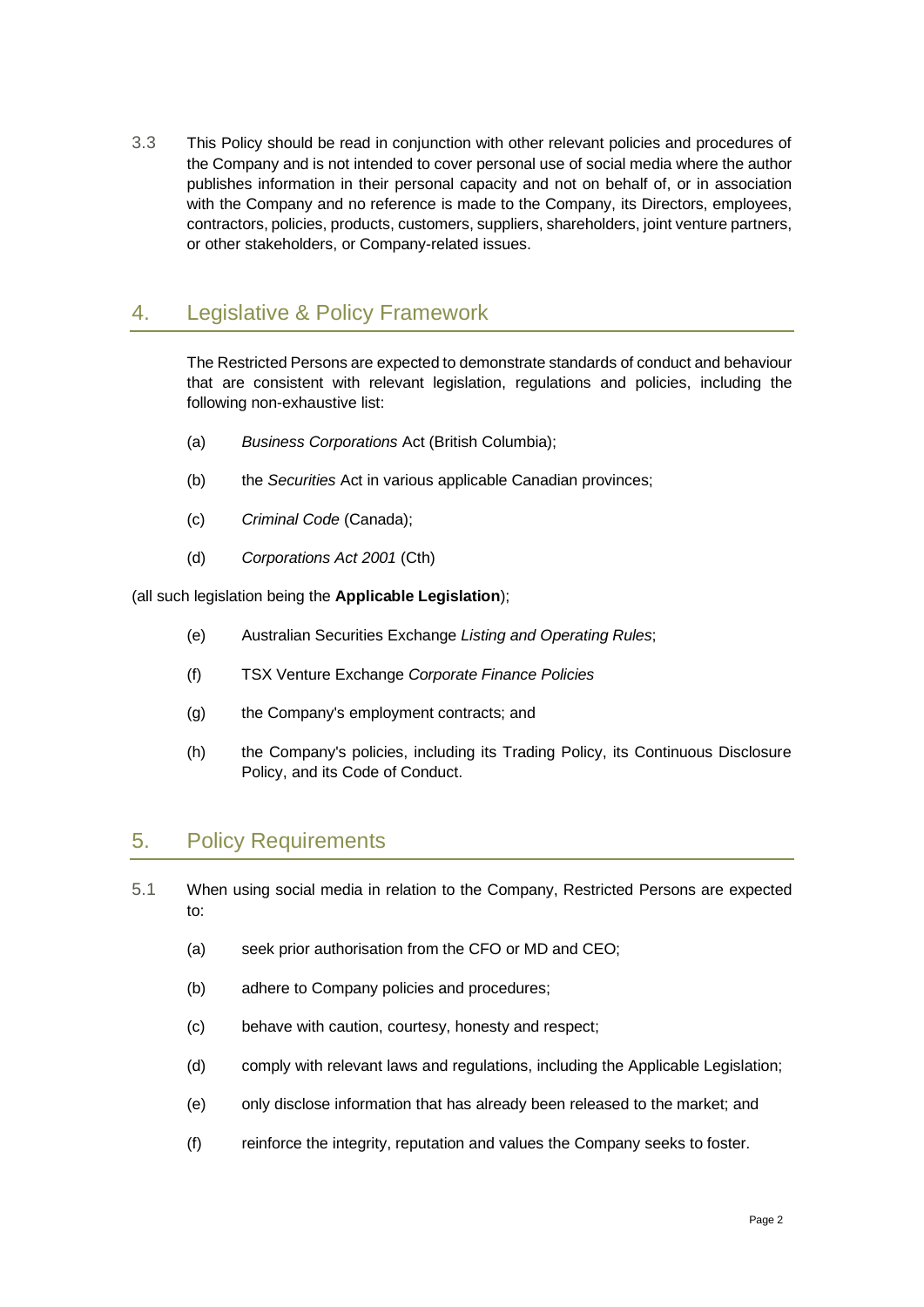3.3 This Policy should be read in conjunction with other relevant policies and procedures of the Company and is not intended to cover personal use of social media where the author publishes information in their personal capacity and not on behalf of, or in association with the Company and no reference is made to the Company, its Directors, employees, contractors, policies, products, customers, suppliers, shareholders, joint venture partners, or other stakeholders, or Company-related issues.

## 4. Legislative & Policy Framework

The Restricted Persons are expected to demonstrate standards of conduct and behaviour that are consistent with relevant legislation, regulations and policies, including the following non-exhaustive list:

(a) *Business Corporations* Act (British Columbia);

(b) the *Securities* Act in various applicable Canadian provinces;

(c) *Criminal Code* (Canada);

(d) *Corporations Act 2001* (Cth)

(all such legislation being the **Applicable Legislation**);

(e) Australian Securities Exchange *Listing and Operating Rules*;

(f) TSX Venture Exchange *Corporate Finance Policies*

(g) the Company's employment contracts; and

(h) the Company's policies, including its Trading Policy, its Continuous Disclosure Policy, and its Code of Conduct.

## 5. Policy Requirements

5.1 When using social media in relation to the Company, Restricted Persons are expected to:

(a) seek prior authorisation from the CFO or MD and CEO;

(b) adhere to Company policies and procedures;

(c) behave with caution, courtesy, honesty and respect;

(d) comply with relevant laws and regulations, including the Applicable Legislation;

(e) only disclose information that has already been released to the market; and

(f) reinforce the integrity, reputation and values the Company seeks to foster.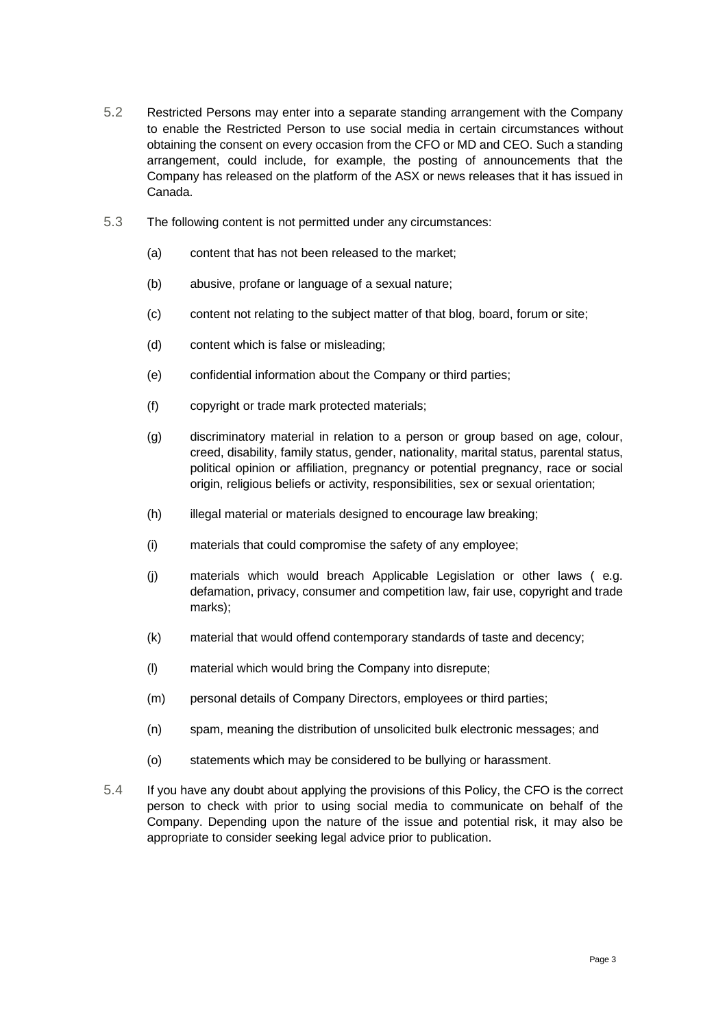5.2 Restricted Persons may enter into a separate standing arrangement with the Company to enable the Restricted Person to use social media in certain circumstances without obtaining the consent on every occasion from the CFO or MD and CEO. Such a standing arrangement, could include, for example, the posting of announcements that the Company has released on the platform of the ASX or news releases that it has issued in Canada.

5.3 The following content is not permitted under any circumstances:

(a) content that has not been released to the market;

(b) abusive, profane or language of a sexual nature;

(c) content not relating to the subject matter of that blog, board, forum or site;

(d) content which is false or misleading;

(e) confidential information about the Company or third parties;

(f) copyright or trade mark protected materials;

(g) discriminatory material in relation to a person or group based on age, colour, creed, disability, family status, gender, nationality, marital status, parental status, political opinion or affiliation, pregnancy or potential pregnancy, race or social origin, religious beliefs or activity, responsibilities, sex or sexual orientation;

(h) illegal material or materials designed to encourage law breaking;

(i) materials that could compromise the safety of any employee;

(j) materials which would breach Applicable Legislation or other laws ( e.g. defamation, privacy, consumer and competition law, fair use, copyright and trade marks);

(k) material that would offend contemporary standards of taste and decency;

(l) material which would bring the Company into disrepute;

(m) personal details of Company Directors, employees or third parties;

(n) spam, meaning the distribution of unsolicited bulk electronic messages; and

(o) statements which may be considered to be bullying or harassment.

5.4 If you have any doubt about applying the provisions of this Policy, the CFO is the correct person to check with prior to using social media to communicate on behalf of the Company. Depending upon the nature of the issue and potential risk, it may also be appropriate to consider seeking legal advice prior to publication.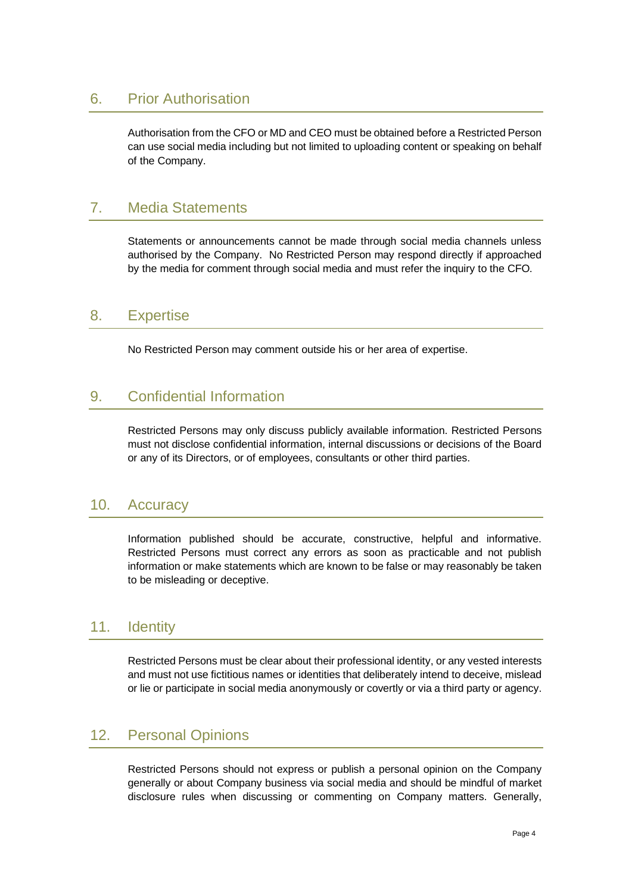## 6. Prior Authorisation

Authorisation from the CFO or MD and CEO must be obtained before a Restricted Person can use social media including but not limited to uploading content or speaking on behalf of the Company.

## 7. Media Statements

Statements or announcements cannot be made through social media channels unless authorised by the Company. No Restricted Person may respond directly if approached by the media for comment through social media and must refer the inquiry to the CFO.

## 8. Expertise

No Restricted Person may comment outside his or her area of expertise.

## 9. Confidential Information

Restricted Persons may only discuss publicly available information. Restricted Persons must not disclose confidential information, internal discussions or decisions of the Board or any of its Directors, or of employees, consultants or other third parties.

## 10. Accuracy

Information published should be accurate, constructive, helpful and informative. Restricted Persons must correct any errors as soon as practicable and not publish information or make statements which are known to be false or may reasonably be taken to be misleading or deceptive.

## 11. Identity

Restricted Persons must be clear about their professional identity, or any vested interests and must not use fictitious names or identities that deliberately intend to deceive, mislead or lie or participate in social media anonymously or covertly or via a third party or agency.

## 12. Personal Opinions

Restricted Persons should not express or publish a personal opinion on the Company generally or about Company business via social media and should be mindful of market disclosure rules when discussing or commenting on Company matters. Generally,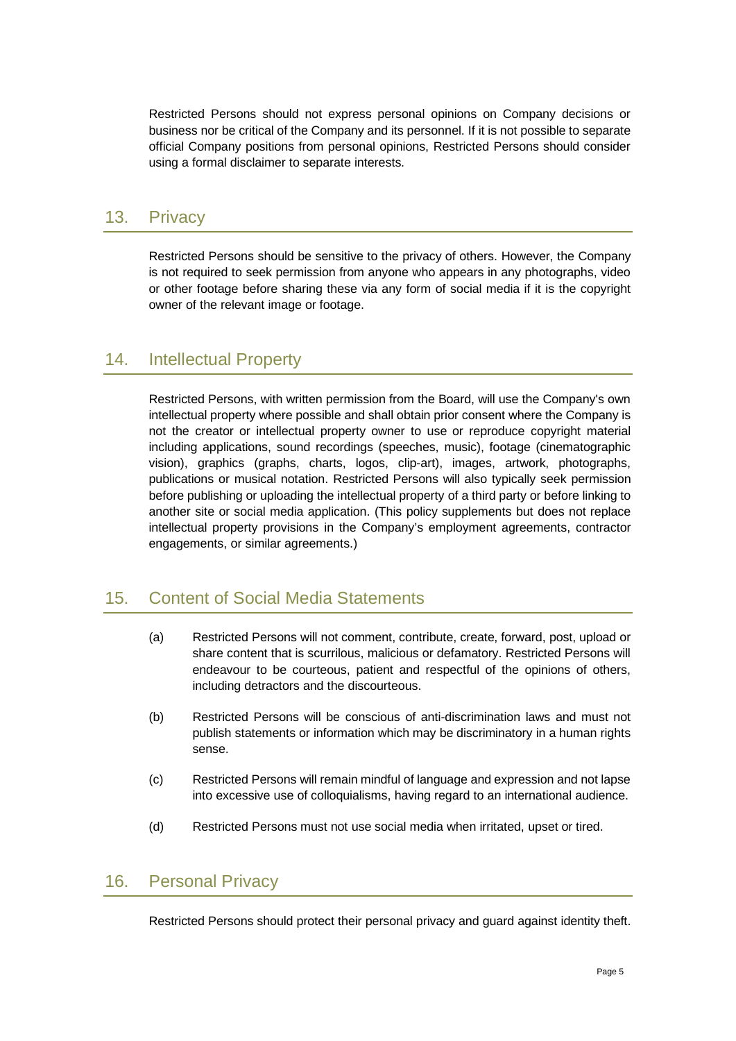Restricted Persons should not express personal opinions on Company decisions or business nor be critical of the Company and its personnel. If it is not possible to separate official Company positions from personal opinions, Restricted Persons should consider using a formal disclaimer to separate interests.

## 13. Privacy

Restricted Persons should be sensitive to the privacy of others. However, the Company is not required to seek permission from anyone who appears in any photographs, video or other footage before sharing these via any form of social media if it is the copyright owner of the relevant image or footage.

## 14. Intellectual Property

Restricted Persons, with written permission from the Board, will use the Company's own intellectual property where possible and shall obtain prior consent where the Company is not the creator or intellectual property owner to use or reproduce copyright material including applications, sound recordings (speeches, music), footage (cinematographic vision), graphics (graphs, charts, logos, clip-art), images, artwork, photographs, publications or musical notation. Restricted Persons will also typically seek permission before publishing or uploading the intellectual property of a third party or before linking to another site or social media application. (This policy supplements but does not replace intellectual property provisions in the Company's employment agreements, contractor engagements, or similar agreements.)

## 15. Content of Social Media Statements

(a) Restricted Persons will not comment, contribute, create, forward, post, upload or share content that is scurrilous, malicious or defamatory. Restricted Persons will endeavour to be courteous, patient and respectful of the opinions of others, including detractors and the discourteous.

(b) Restricted Persons will be conscious of anti-discrimination laws and must not publish statements or information which may be discriminatory in a human rights sense.

(c) Restricted Persons will remain mindful of language and expression and not lapse into excessive use of colloquialisms, having regard to an international audience.

(d) Restricted Persons must not use social media when irritated, upset or tired.

## 16. Personal Privacy

Restricted Persons should protect their personal privacy and guard against identity theft.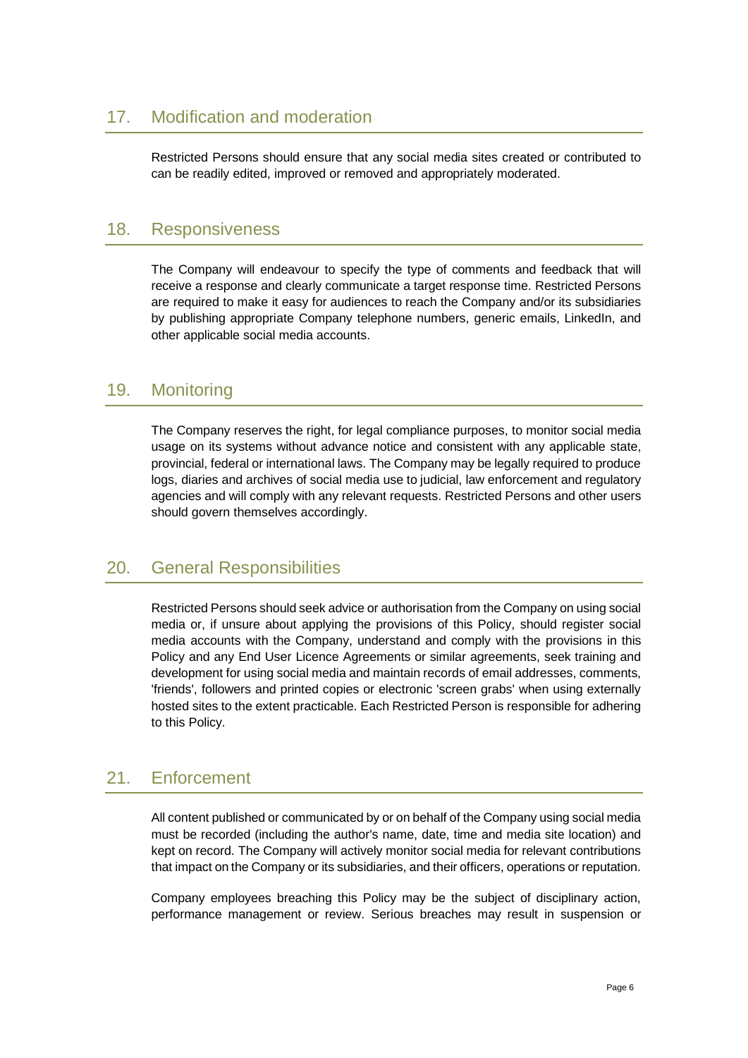## 17. Modification and moderation

Restricted Persons should ensure that any social media sites created or contributed to can be readily edited, improved or removed and appropriately moderated.

## 18. Responsiveness

The Company will endeavour to specify the type of comments and feedback that will receive a response and clearly communicate a target response time. Restricted Persons are required to make it easy for audiences to reach the Company and/or its subsidiaries by publishing appropriate Company telephone numbers, generic emails, LinkedIn, and other applicable social media accounts.

## 19. Monitoring

The Company reserves the right, for legal compliance purposes, to monitor social media usage on its systems without advance notice and consistent with any applicable state, provincial, federal or international laws. The Company may be legally required to produce logs, diaries and archives of social media use to judicial, law enforcement and regulatory agencies and will comply with any relevant requests. Restricted Persons and other users should govern themselves accordingly.

## 20. General Responsibilities

Restricted Persons should seek advice or authorisation from the Company on using social media or, if unsure about applying the provisions of this Policy, should register social media accounts with the Company, understand and comply with the provisions in this Policy and any End User Licence Agreements or similar agreements, seek training and development for using social media and maintain records of email addresses, comments, 'friends', followers and printed copies or electronic 'screen grabs' when using externally hosted sites to the extent practicable. Each Restricted Person is responsible for adhering to this Policy.

## 21. Enforcement

All content published or communicated by or on behalf of the Company using social media must be recorded (including the author's name, date, time and media site location) and kept on record. The Company will actively monitor social media for relevant contributions that impact on the Company or its subsidiaries, and their officers, operations or reputation.

Company employees breaching this Policy may be the subject of disciplinary action, performance management or review. Serious breaches may result in suspension or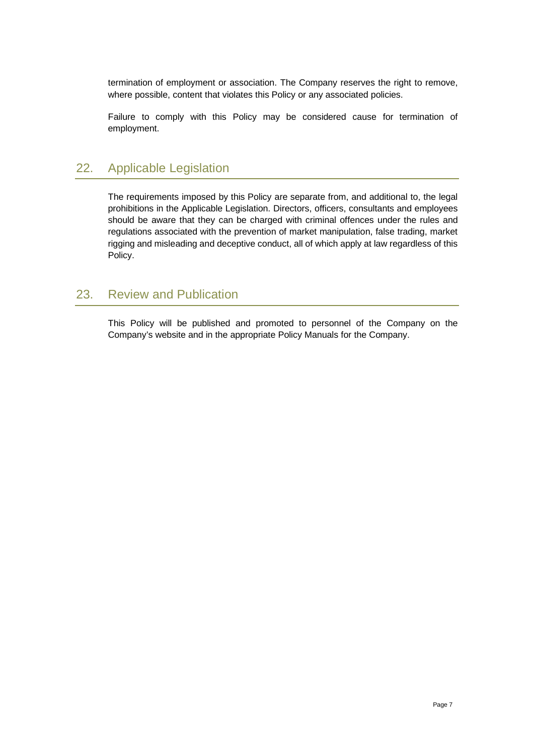termination of employment or association. The Company reserves the right to remove, where possible, content that violates this Policy or any associated policies.

Failure to comply with this Policy may be considered cause for termination of employment.

## 22. Applicable Legislation

The requirements imposed by this Policy are separate from, and additional to, the legal prohibitions in the Applicable Legislation. Directors, officers, consultants and employees should be aware that they can be charged with criminal offences under the rules and regulations associated with the prevention of market manipulation, false trading, market rigging and misleading and deceptive conduct, all of which apply at law regardless of this Policy.

## 23. Review and Publication

This Policy will be published and promoted to personnel of the Company on the Company's website and in the appropriate Policy Manuals for the Company.